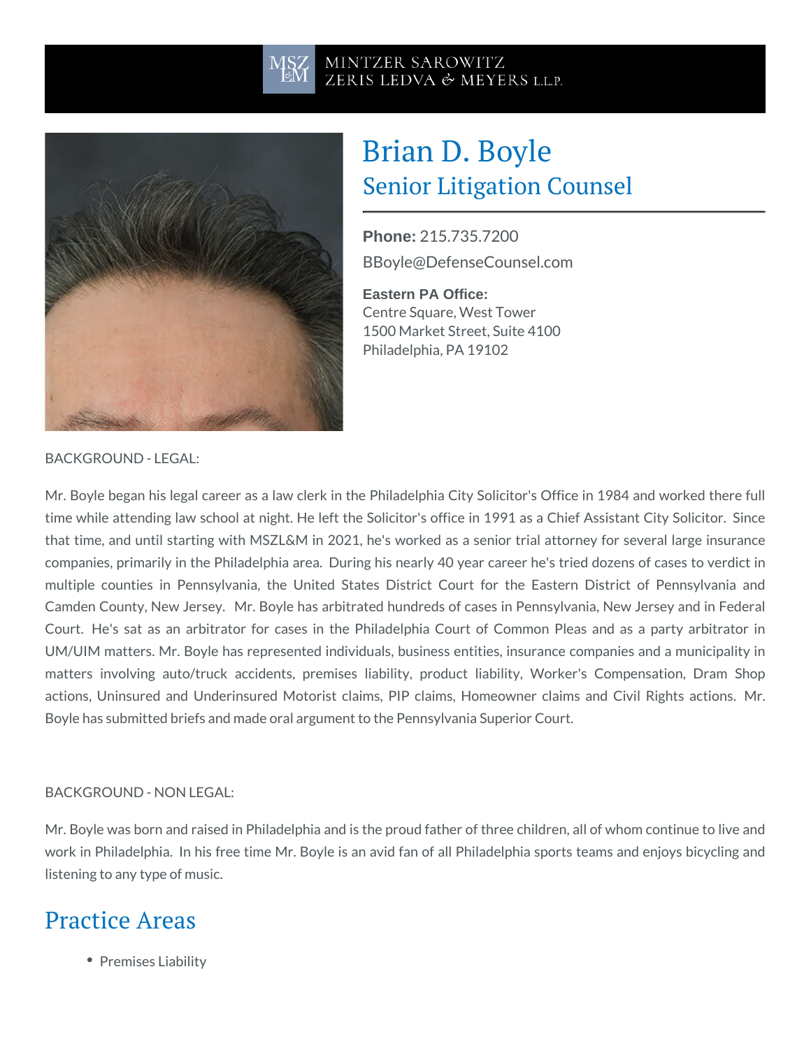MINTZER SAROWITZ ZERIS LEDVA & MEYERS L.L.P.

# Brian D. Boyle

## Senior Litigation Counsel

**Phone:** 215.735.7200

BBoyle@DefenseCounsel.com

**Eastern PA Office:**
Centre Square, West Tower
1500 Market Street, Suite 4100
Philadelphia, PA 19102

BACKGROUND - LEGAL:

Mr. Boyle began his legal career as a law clerk in the Philadelphia City Solicitor's Office in 1984 and worked there full time while attending law school at night. He left the Solicitor's office in 1991 as a Chief Assistant City Solicitor. Since that time, and until starting with MSZL&M in 2021, he's worked as a senior trial attorney for several large insurance companies, primarily in the Philadelphia area. During his nearly 40 year career he's tried dozens of cases to verdict in multiple counties in Pennsylvania, the United States District Court for the Eastern District of Pennsylvania and Camden County, New Jersey. Mr. Boyle has arbitrated hundreds of cases in Pennsylvania, New Jersey and in Federal Court. He's sat as an arbitrator for cases in the Philadelphia Court of Common Pleas and as a party arbitrator in UM/UIM matters. Mr. Boyle has represented individuals, business entities, insurance companies and a municipality in matters involving auto/truck accidents, premises liability, product liability, Worker's Compensation, Dram Shop actions, Uninsured and Underinsured Motorist claims, PIP claims, Homeowner claims and Civil Rights actions. Mr. Boyle has submitted briefs and made oral argument to the Pennsylvania Superior Court.

BACKGROUND - NON LEGAL:

Mr. Boyle was born and raised in Philadelphia and is the proud father of three children, all of whom continue to live and work in Philadelphia. In his free time Mr. Boyle is an avid fan of all Philadelphia sports teams and enjoys bicycling and listening to any type of music.

## Practice Areas

- Premises Liability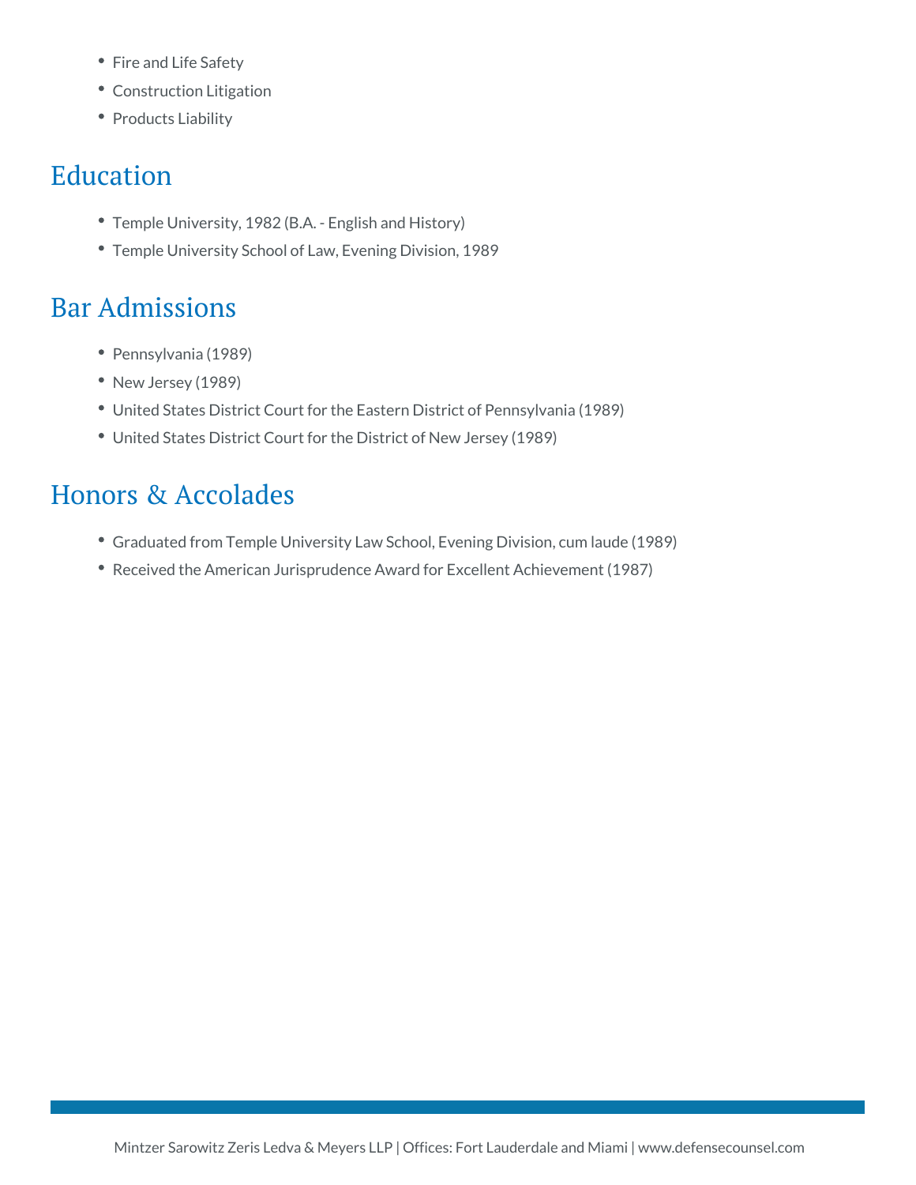- Fire and Life Safety
- Construction Litigation
- Products Liability

## Education

- Temple University, 1982 (B.A. - English and History)
- Temple University School of Law, Evening Division, 1989

## Bar Admissions

- Pennsylvania (1989)
- New Jersey (1989)
- United States District Court for the Eastern District of Pennsylvania (1989)
- United States District Court for the District of New Jersey (1989)

## Honors & Accolades

- Graduated from Temple University Law School, Evening Division, cum laude (1989)
- Received the American Jurisprudence Award for Excellent Achievement (1987)